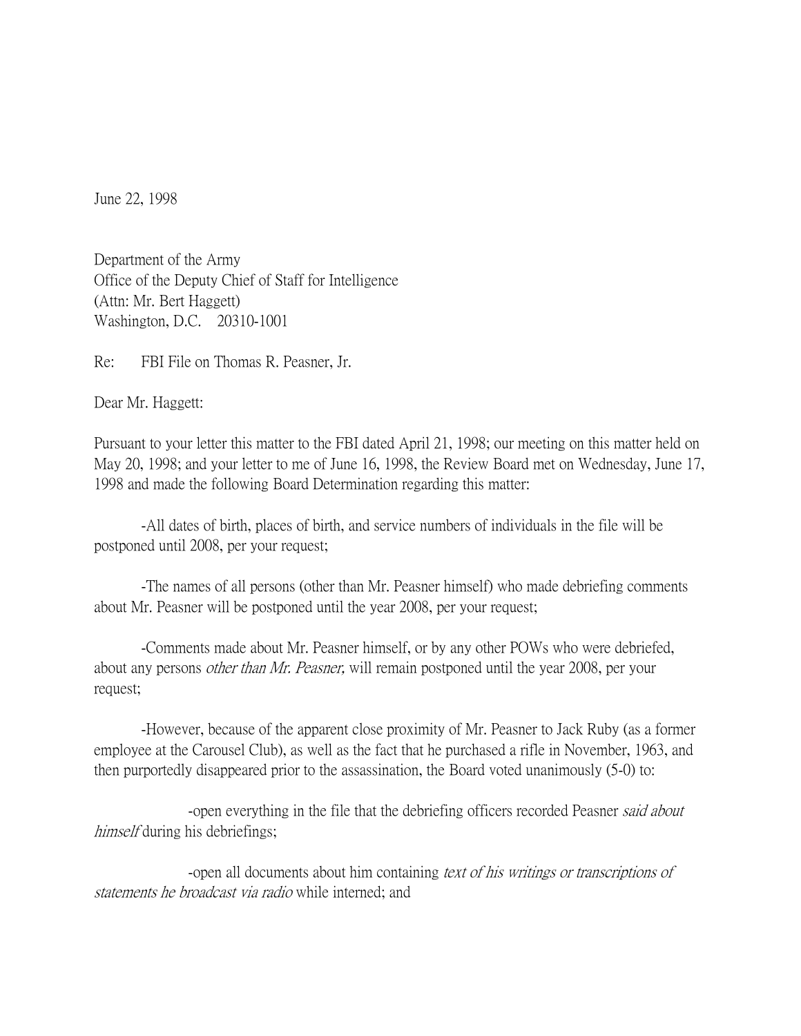June 22, 1998

Department of the Army
Office of the Deputy Chief of Staff for Intelligence
(Attn: Mr. Bert Haggett)
Washington, D.C. 20310-1001

Re: FBI File on Thomas R. Peasner, Jr.

Dear Mr. Haggett:

Pursuant to your letter this matter to the FBI dated April 21, 1998; our meeting on this matter held on May 20, 1998; and your letter to me of June 16, 1998, the Review Board met on Wednesday, June 17, 1998 and made the following Board Determination regarding this matter:

-All dates of birth, places of birth, and service numbers of individuals in the file will be postponed until 2008, per your request;

-The names of all persons (other than Mr. Peasner himself) who made debriefing comments about Mr. Peasner will be postponed until the year 2008, per your request;

-Comments made about Mr. Peasner himself, or by any other POWs who were debriefed, about any persons *other than Mr. Peasner,* will remain postponed until the year 2008, per your request;

-However, because of the apparent close proximity of Mr. Peasner to Jack Ruby (as a former employee at the Carousel Club), as well as the fact that he purchased a rifle in November, 1963, and then purportedly disappeared prior to the assassination, the Board voted unanimously (5-0) to:

-open everything in the file that the debriefing officers recorded Peasner *said about himself* during his debriefings;

-open all documents about him containing *text of his writings or transcriptions of statements he broadcast via radio* while interned; and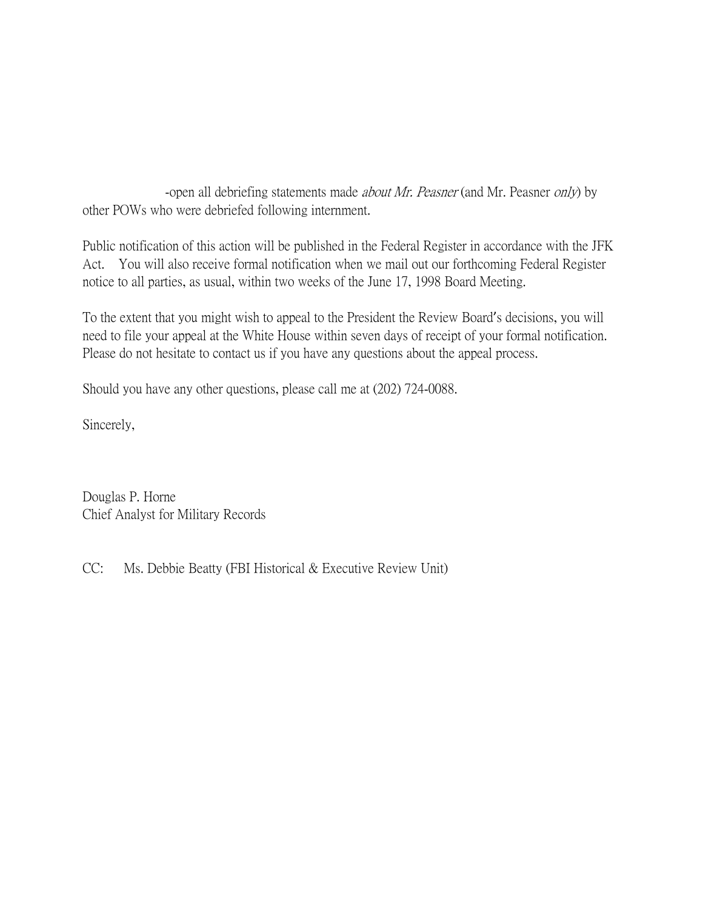-open all debriefing statements made *about Mr. Peasner* (and Mr. Peasner *only*) by other POWs who were debriefed following internment.

Public notification of this action will be published in the Federal Register in accordance with the JFK Act. You will also receive formal notification when we mail out our forthcoming Federal Register notice to all parties, as usual, within two weeks of the June 17, 1998 Board Meeting.

To the extent that you might wish to appeal to the President the Review Board's decisions, you will need to file your appeal at the White House within seven days of receipt of your formal notification. Please do not hesitate to contact us if you have any questions about the appeal process.

Should you have any other questions, please call me at (202) 724-0088.

Sincerely,

Douglas P. Horne  
Chief Analyst for Military Records

CC: Ms. Debbie Beatty (FBI Historical & Executive Review Unit)